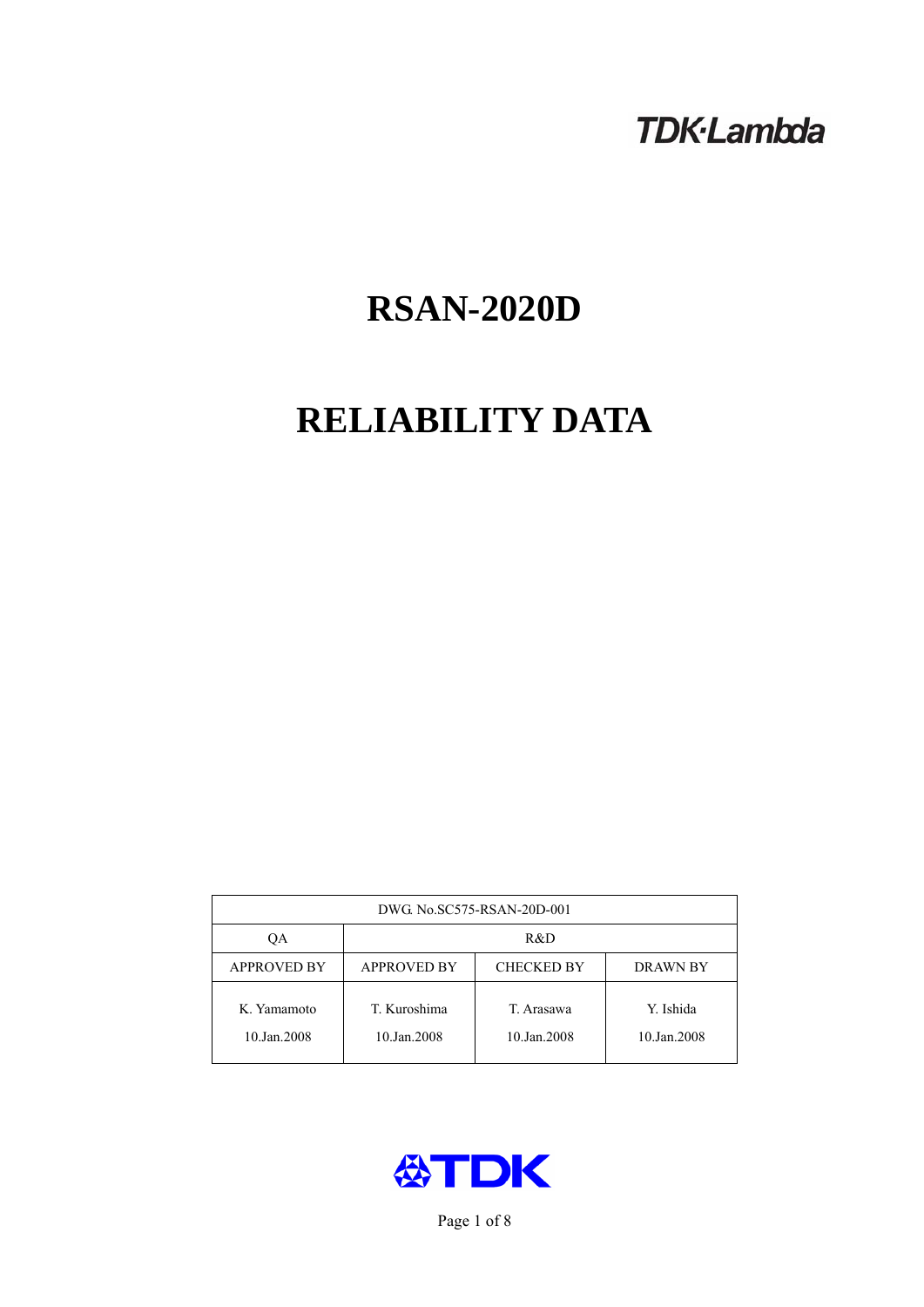TDK·Lambda

# RSAN-2020D

# RELIABILITY DATA

| DWG. No.SC575-RSAN-20D-001 | | | |
|---|---|---|---|
| QA | R&D | | |
| APPROVED BY | APPROVED BY | CHECKED BY | DRAWN BY |
| K. Yamamoto<br>10.Jan.2008 | T. Kuroshima<br>10.Jan.2008 | T. Arasawa<br>10.Jan.2008 | Y. Ishida<br>10.Jan.2008 |

TDK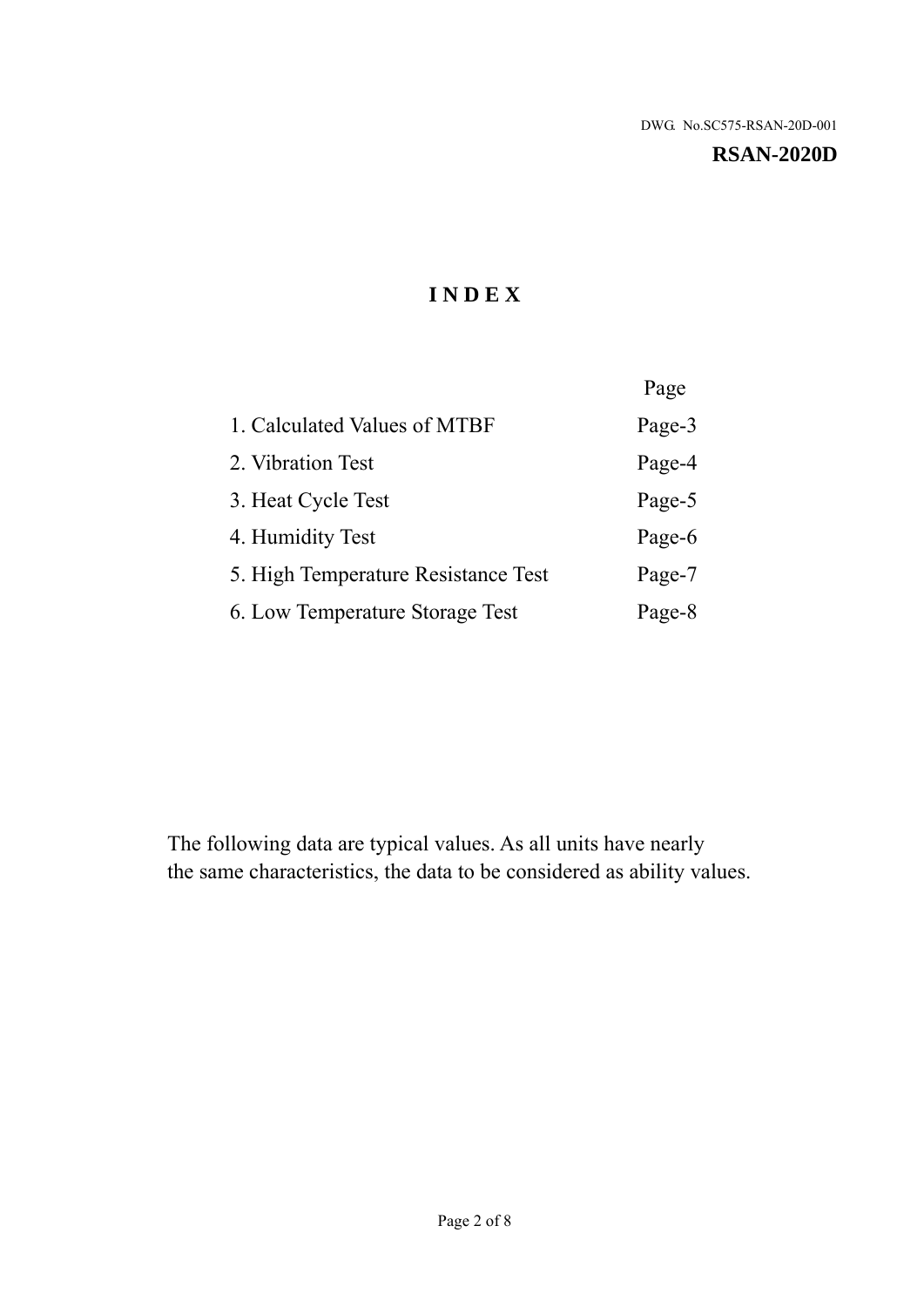DWG. No.SC575-RSAN-20D-001

**RSAN-2020D**

# I N D E X

| | Page |
|---|---|
| 1. Calculated Values of MTBF | Page-3 |
| 2. Vibration Test | Page-4 |
| 3. Heat Cycle Test | Page-5 |
| 4. Humidity Test | Page-6 |
| 5. High Temperature Resistance Test | Page-7 |
| 6. Low Temperature Storage Test | Page-8 |

The following data are typical values. As all units have nearly the same characteristics, the data to be considered as ability values.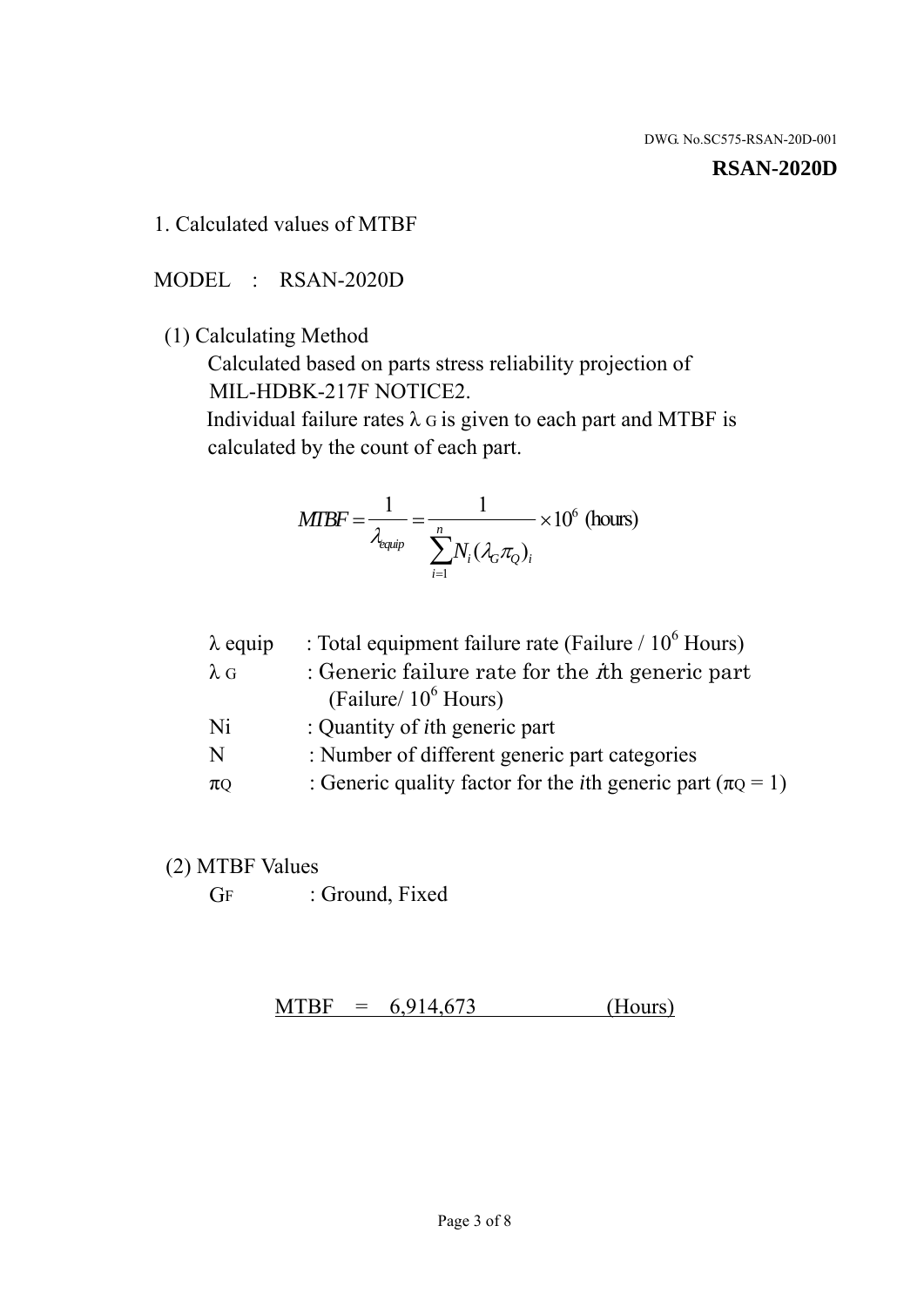DWG. No.SC575-RSAN-20D-001

**RSAN-2020D**

## 1. Calculated values of MTBF

MODEL : RSAN-2020D

(1) Calculating Method

Calculated based on parts stress reliability projection of MIL-HDBK-217F NOTICE2.

Individual failure rates $\lambda_G$ is given to each part and MTBF is calculated by the count of each part.

$$MTBF = \frac{1}{\lambda_{equip}} = \frac{1}{\sum_{i=1}^{n} N_i (\lambda_G \pi_Q)_i} \times 10^6 \text{ (hours)}$$

| | |
|---|---|
| $\lambda$ equip | : Total equipment failure rate (Failure / $10^6$ Hours) |
| $\lambda_G$ | : Generic failure rate for the $i$th generic part (Failure/ $10^6$ Hours) |
| Ni | : Quantity of $i$th generic part |
| N | : Number of different generic part categories |
| $\pi_Q$ | : Generic quality factor for the $i$th generic part ($\pi_Q = 1$) |

(2) MTBF Values

$G_F$ : Ground, Fixed

MTBF = 6,914,673 (Hours)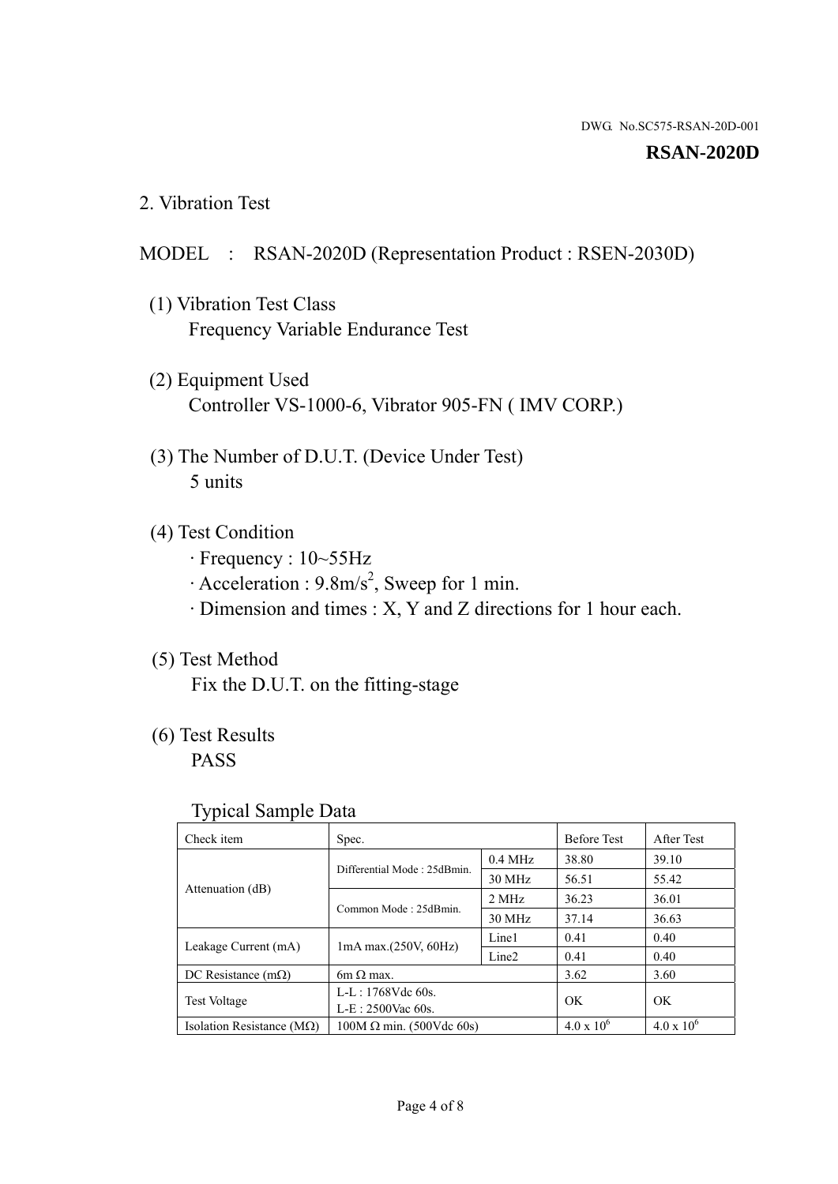DWG. No.SC575-RSAN-20D-001

**RSAN-2020D**

## 2. Vibration Test

MODEL : RSAN-2020D (Representation Product : RSEN-2030D)

(1) Vibration Test Class
Frequency Variable Endurance Test

(2) Equipment Used
Controller VS-1000-6, Vibrator 905-FN ( IMV CORP.)

(3) The Number of D.U.T. (Device Under Test)
5 units

(4) Test Condition
· Frequency : 10~55Hz
· Acceleration : 9.8m/s$^2$, Sweep for 1 min.
· Dimension and times : X, Y and Z directions for 1 hour each.

(5) Test Method
Fix the D.U.T. on the fitting-stage

(6) Test Results
PASS

Typical Sample Data

| Check item | Spec. | | Before Test | After Test |
|---|---|---|---|---|
| Attenuation (dB) | Differential Mode : 25dBmin. | 0.4 MHz | 38.80 | 39.10 |
| | | 30 MHz | 56.51 | 55.42 |
| | Common Mode : 25dBmin. | 2 MHz | 36.23 | 36.01 |
| | | 30 MHz | 37.14 | 36.63 |
| Leakage Current (mA) | 1mA max.(250V, 60Hz) | Line1 | 0.41 | 0.40 |
| | | Line2 | 0.41 | 0.40 |
| DC Resistance (mΩ) | 6m Ω max. | | 3.62 | 3.60 |
| Test Voltage | L-L : 1768Vdc 60s.<br>L-E : 2500Vac 60s. | | OK | OK |
| Isolation Resistance (MΩ) | 100M Ω min. (500Vdc 60s) | | $4.0 \times 10^6$ | $4.0 \times 10^6$ |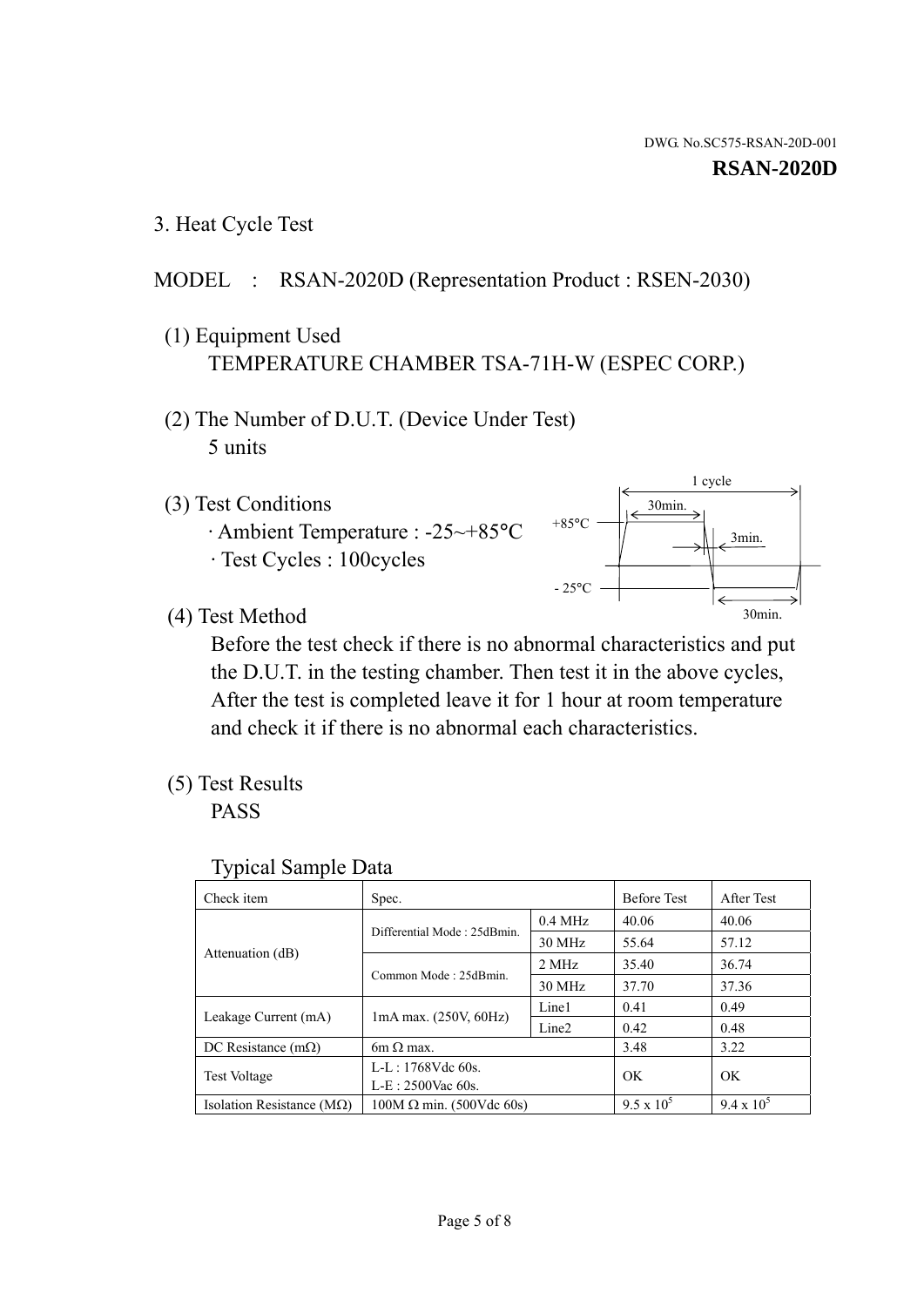DWG. No.SC575-RSAN-20D-001

**RSAN-2020D**

## 3. Heat Cycle Test

MODEL : RSAN-2020D (Representation Product : RSEN-2030)

(1) Equipment Used
TEMPERATURE CHAMBER TSA-71H-W (ESPEC CORP.)

(2) The Number of D.U.T. (Device Under Test)
5 units

(3) Test Conditions
· Ambient Temperature : -25~+85°C
· Test Cycles : 100cycles

1 cycle
30min.
+85°C
3min.
- 25°C
30min.

(4) Test Method
Before the test check if there is no abnormal characteristics and put the D.U.T. in the testing chamber. Then test it in the above cycles, After the test is completed leave it for 1 hour at room temperature and check it if there is no abnormal each characteristics.

(5) Test Results
PASS

Typical Sample Data

| Check item | Spec. | | Before Test | After Test |
|---|---|---|---|---|
| Attenuation (dB) | Differential Mode : 25dBmin. | 0.4 MHz | 40.06 | 40.06 |
| | | 30 MHz | 55.64 | 57.12 |
| | Common Mode : 25dBmin. | 2 MHz | 35.40 | 36.74 |
| | | 30 MHz | 37.70 | 37.36 |
| Leakage Current (mA) | 1mA max. (250V, 60Hz) | Line1 | 0.41 | 0.49 |
| | | Line2 | 0.42 | 0.48 |
| DC Resistance (mΩ) | 6m Ω max. | | 3.48 | 3.22 |
| Test Voltage | L-L : 1768Vdc 60s.<br>L-E : 2500Vac 60s. | | OK | OK |
| Isolation Resistance (MΩ) | 100M Ω min. (500Vdc 60s) | | $9.5 \times 10^5$ | $9.4 \times 10^5$ |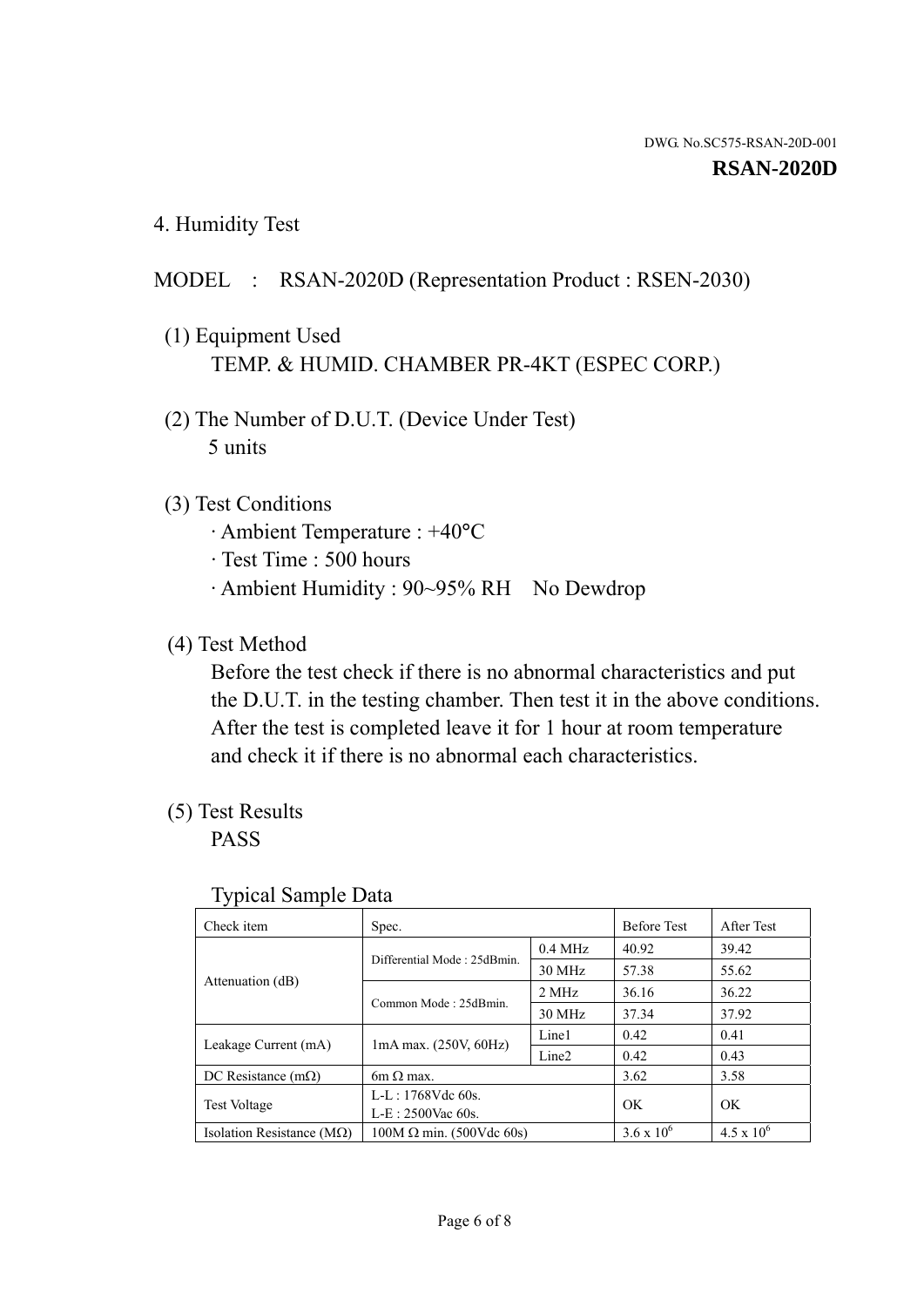DWG. No.SC575-RSAN-20D-001

**RSAN-2020D**

4. Humidity Test

MODEL : RSAN-2020D (Representation Product : RSEN-2030)

(1) Equipment Used
TEMP. & HUMID. CHAMBER PR-4KT (ESPEC CORP.)

(2) The Number of D.U.T. (Device Under Test)
5 units

(3) Test Conditions
· Ambient Temperature : +40°C
· Test Time : 500 hours
· Ambient Humidity : 90~95% RH No Dewdrop

(4) Test Method
Before the test check if there is no abnormal characteristics and put the D.U.T. in the testing chamber. Then test it in the above conditions. After the test is completed leave it for 1 hour at room temperature and check it if there is no abnormal each characteristics.

(5) Test Results
PASS

Typical Sample Data

| Check item | Spec. | | Before Test | After Test |
|---|---|---|---|---|
| Attenuation (dB) | Differential Mode : 25dBmin. | 0.4 MHz | 40.92 | 39.42 |
| | | 30 MHz | 57.38 | 55.62 |
| | Common Mode : 25dBmin. | 2 MHz | 36.16 | 36.22 |
| | | 30 MHz | 37.34 | 37.92 |
| Leakage Current (mA) | 1mA max. (250V, 60Hz) | Line1 | 0.42 | 0.41 |
| | | Line2 | 0.42 | 0.43 |
| DC Resistance (mΩ) | 6m Ω max. | | 3.62 | 3.58 |
| Test Voltage | L-L : 1768Vdc 60s.<br>L-E : 2500Vac 60s. | | OK | OK |
| Isolation Resistance (MΩ) | 100M Ω min. (500Vdc 60s) | | $3.6 \times 10^6$ | $4.5 \times 10^6$ |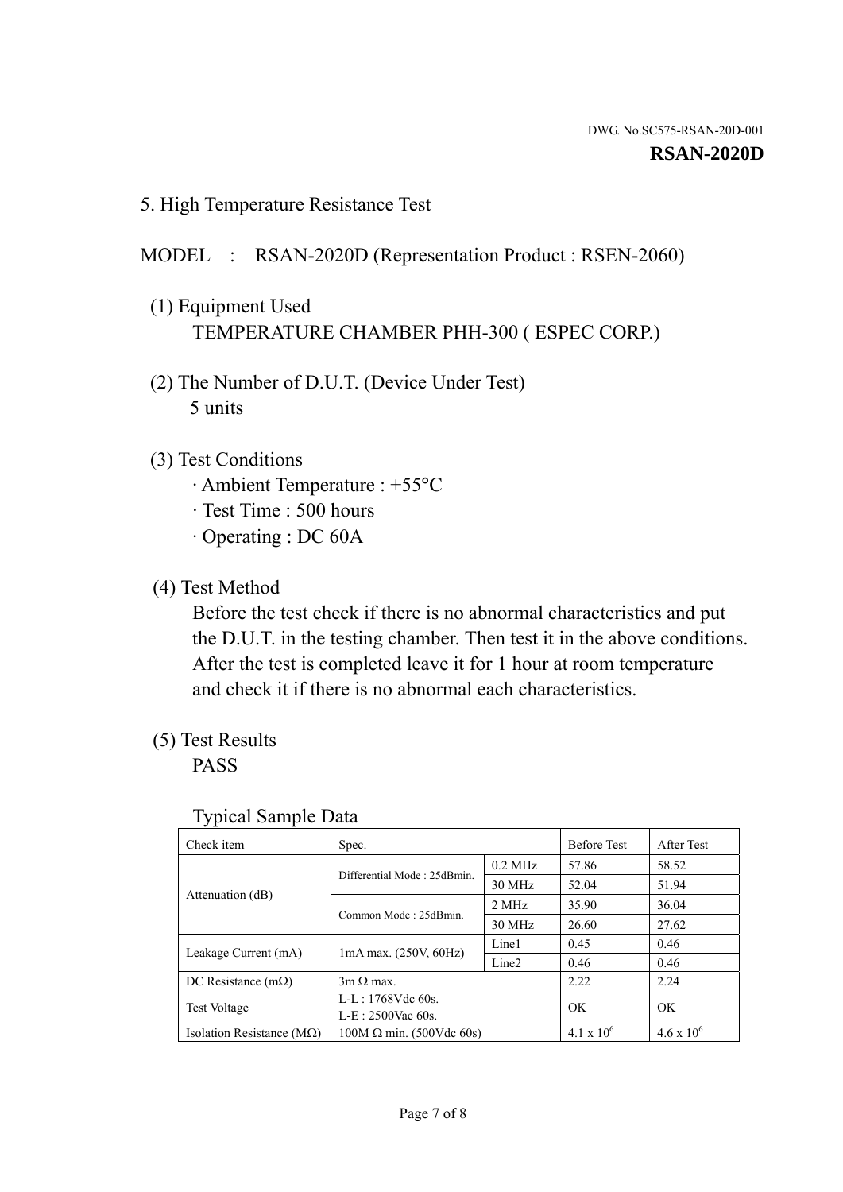DWG. No.SC575-RSAN-20D-001

**RSAN-2020D**

## 5. High Temperature Resistance Test

MODEL : RSAN-2020D (Representation Product : RSEN-2060)

(1) Equipment Used

TEMPERATURE CHAMBER PHH-300 ( ESPEC CORP.)

(2) The Number of D.U.T. (Device Under Test)

5 units

(3) Test Conditions

· Ambient Temperature : +55°C
· Test Time : 500 hours
· Operating : DC 60A

(4) Test Method

Before the test check if there is no abnormal characteristics and put the D.U.T. in the testing chamber. Then test it in the above conditions. After the test is completed leave it for 1 hour at room temperature and check it if there is no abnormal each characteristics.

(5) Test Results

PASS

Typical Sample Data

| Check item | Spec. | | Before Test | After Test |
|---|---|---|---|---|
| Attenuation (dB) | Differential Mode : 25dBmin. | 0.2 MHz | 57.86 | 58.52 |
| | | 30 MHz | 52.04 | 51.94 |
| | Common Mode : 25dBmin. | 2 MHz | 35.90 | 36.04 |
| | | 30 MHz | 26.60 | 27.62 |
| Leakage Current (mA) | 1mA max. (250V, 60Hz) | Line1 | 0.45 | 0.46 |
| | | Line2 | 0.46 | 0.46 |
| DC Resistance (mΩ) | 3m Ω max. | | 2.22 | 2.24 |
| Test Voltage | L-L : 1768Vdc 60s.<br>L-E : 2500Vac 60s. | | OK | OK |
| Isolation Resistance (MΩ) | 100M Ω min. (500Vdc 60s) | | $4.1 \times 10^6$ | $4.6 \times 10^6$ |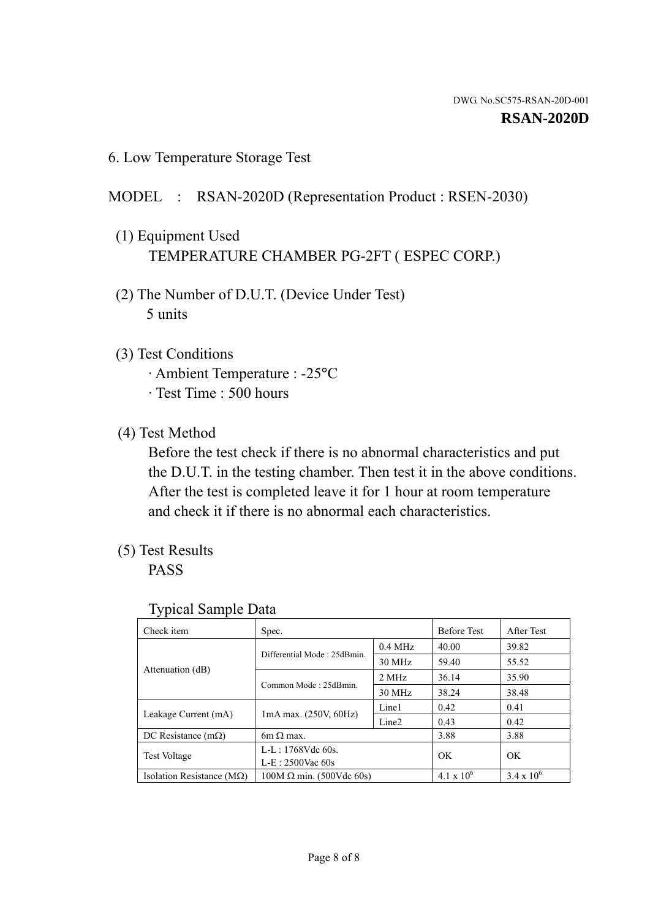DWG. No.SC575-RSAN-20D-001

**RSAN-2020D**

## 6. Low Temperature Storage Test

MODEL : RSAN-2020D (Representation Product : RSEN-2030)

(1) Equipment Used
TEMPERATURE CHAMBER PG-2FT ( ESPEC CORP.)

(2) The Number of D.U.T. (Device Under Test)
5 units

(3) Test Conditions
· Ambient Temperature : -25°C
· Test Time : 500 hours

(4) Test Method
Before the test check if there is no abnormal characteristics and put the D.U.T. in the testing chamber. Then test it in the above conditions. After the test is completed leave it for 1 hour at room temperature and check it if there is no abnormal each characteristics.

(5) Test Results
PASS

Typical Sample Data

| Check item | Spec. | | Before Test | After Test |
|---|---|---|---|---|
| Attenuation (dB) | Differential Mode : 25dBmin. | 0.4 MHz | 40.00 | 39.82 |
| | | 30 MHz | 59.40 | 55.52 |
| | Common Mode : 25dBmin. | 2 MHz | 36.14 | 35.90 |
| | | 30 MHz | 38.24 | 38.48 |
| Leakage Current (mA) | 1mA max. (250V, 60Hz) | Line1 | 0.42 | 0.41 |
| | | Line2 | 0.43 | 0.42 |
| DC Resistance (mΩ) | 6m Ω max. | | 3.88 | 3.88 |
| Test Voltage | L-L : 1768Vdc 60s.<br>L-E : 2500Vac 60s | | OK | OK |
| Isolation Resistance (MΩ) | 100M Ω min. (500Vdc 60s) | | $4.1 \times 10^{6}$ | $3.4 \times 10^{6}$ |